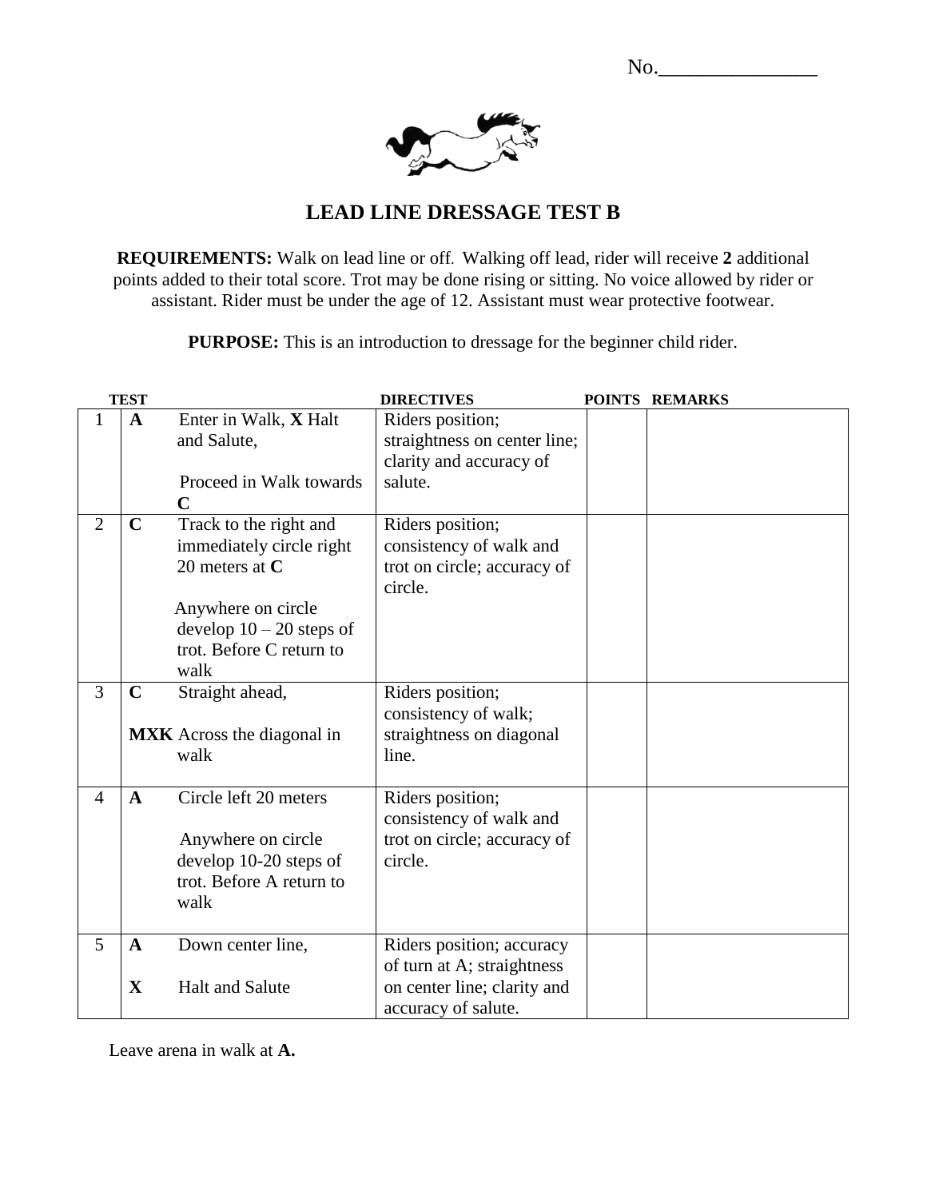No.________________

# LEAD LINE DRESSAGE TEST B

**REQUIREMENTS:** Walk on lead line or off. Walking off lead, rider will receive **2** additional points added to their total score. Trot may be done rising or sitting. No voice allowed by rider or assistant. Rider must be under the age of 12. Assistant must wear protective footwear.

**PURPOSE:** This is an introduction to dressage for the beginner child rider.

| TEST | | DIRECTIVES | POINTS | REMARKS |
|---|---|---|---|---|
| 1 | **A** Enter in Walk, **X** Halt and Salute,<br><br>Proceed in Walk towards **C** | Riders position; straightness on center line; clarity and accuracy of salute. | | |
| 2 | **C** Track to the right and immediately circle right 20 meters at **C**<br><br>Anywhere on circle develop 10 – 20 steps of trot. Before C return to walk | Riders position; consistency of walk and trot on circle; accuracy of circle. | | |
| 3 | **C** Straight ahead,<br><br>**MXK** Across the diagonal in walk | Riders position; consistency of walk; straightness on diagonal line. | | |
| 4 | **A** Circle left 20 meters<br><br>Anywhere on circle develop 10-20 steps of trot. Before A return to walk | Riders position; consistency of walk and trot on circle; accuracy of circle. | | |
| 5 | **A** Down center line,<br><br>**X** Halt and Salute | Riders position; accuracy of turn at A; straightness on center line; clarity and accuracy of salute. | | |

Leave arena in walk at **A.**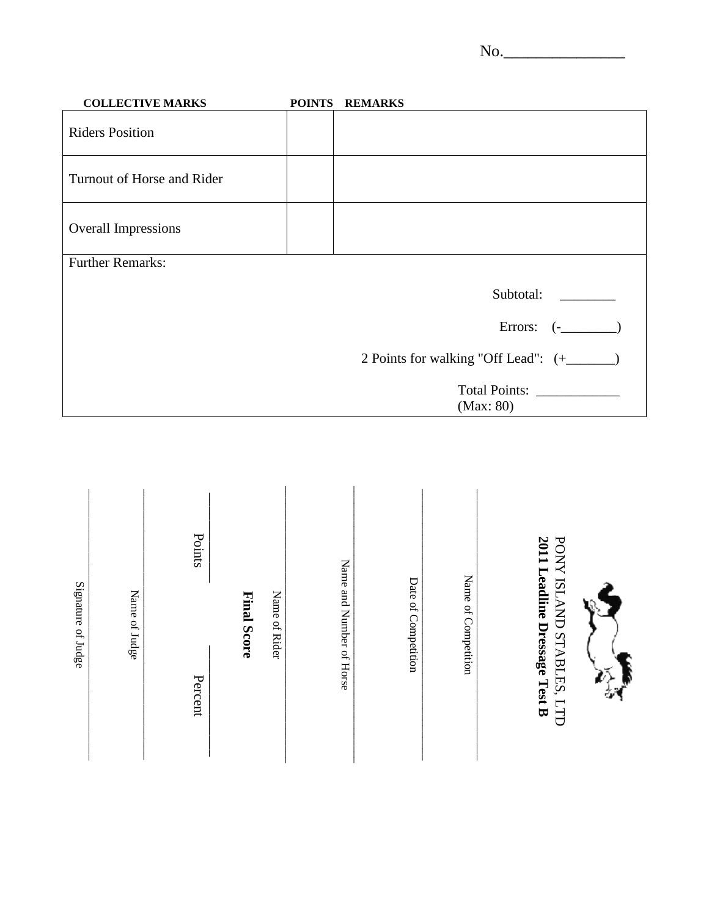No.________________

| COLLECTIVE MARKS | POINTS | REMARKS |
|---|---|---|
| Riders Position | | |
| Turnout of Horse and Rider | | |
| Overall Impressions | | |

Further Remarks:

Subtotal: ________

Errors: (-________)

2 Points for walking "Off Lead": (+_______)

Total Points: ____________
(Max: 80)

PONY ISLAND STABLES, LTD
**2011 Leadline Dressage Test B**

Name of Competition ____________________

Date of Competition ____________________

Name and Number of Horse ____________________

Name of Rider ____________________

**Final Score**

Points ________ Percent ________

Name of Judge ____________________

Signature of Judge ____________________